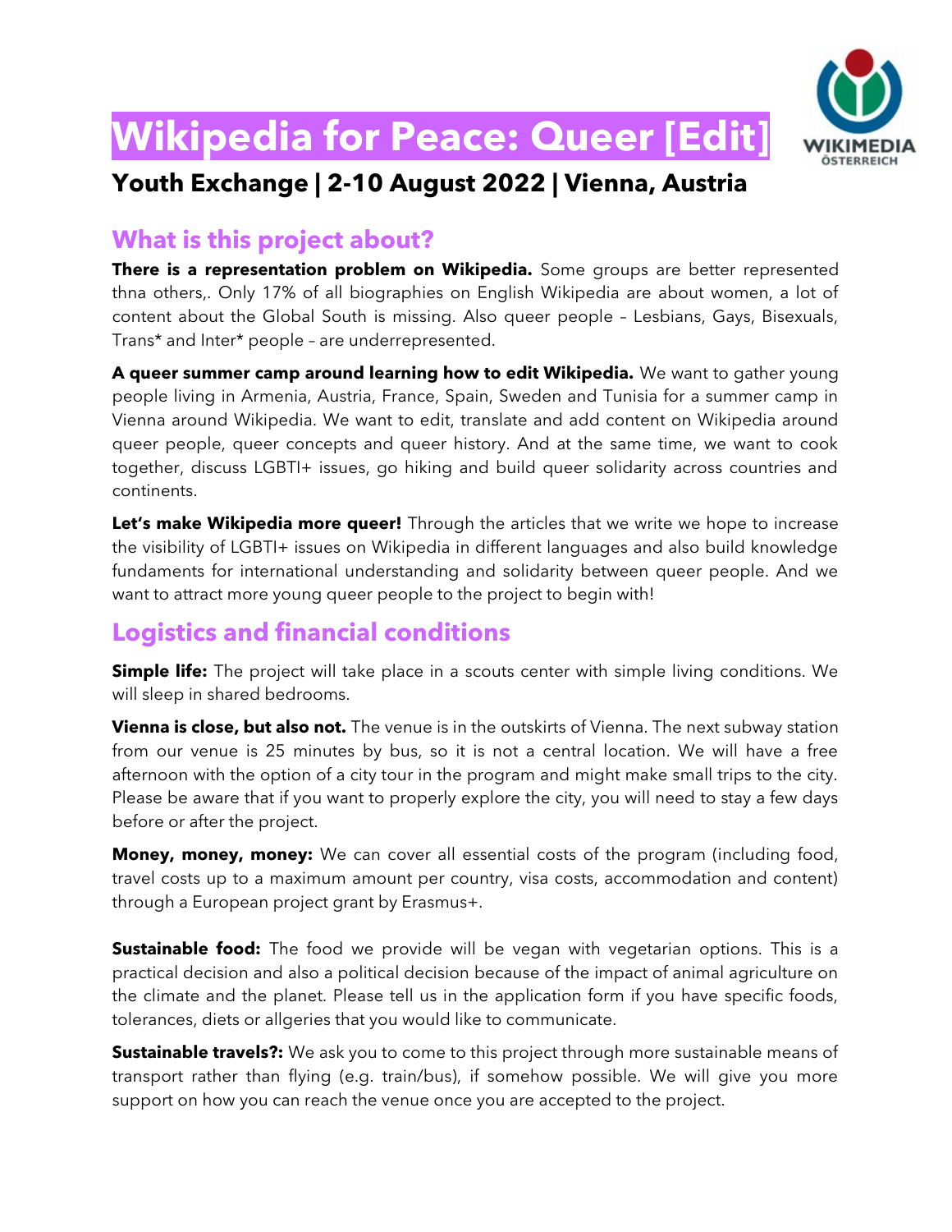# Wikipedia for Peace: Queer [Edit]

WIKIMEDIA ÖSTERREICH

## Youth Exchange | 2-10 August 2022 | Vienna, Austria

### What is this project about?

**There is a representation problem on Wikipedia.** Some groups are better represented thna others,. Only 17% of all biographies on English Wikipedia are about women, a lot of content about the Global South is missing. Also queer people – Lesbians, Gays, Bisexuals, Trans* and Inter* people – are underrepresented.

**A queer summer camp around learning how to edit Wikipedia.** We want to gather young people living in Armenia, Austria, France, Spain, Sweden and Tunisia for a summer camp in Vienna around Wikipedia. We want to edit, translate and add content on Wikipedia around queer people, queer concepts and queer history. And at the same time, we want to cook together, discuss LGBTI+ issues, go hiking and build queer solidarity across countries and continents.

**Let's make Wikipedia more queer!** Through the articles that we write we hope to increase the visibility of LGBTI+ issues on Wikipedia in different languages and also build knowledge fundaments for international understanding and solidarity between queer people. And we want to attract more young queer people to the project to begin with!

### Logistics and financial conditions

**Simple life:** The project will take place in a scouts center with simple living conditions. We will sleep in shared bedrooms.

**Vienna is close, but also not.** The venue is in the outskirts of Vienna. The next subway station from our venue is 25 minutes by bus, so it is not a central location. We will have a free afternoon with the option of a city tour in the program and might make small trips to the city. Please be aware that if you want to properly explore the city, you will need to stay a few days before or after the project.

**Money, money, money:** We can cover all essential costs of the program (including food, travel costs up to a maximum amount per country, visa costs, accommodation and content) through a European project grant by Erasmus+.

**Sustainable food:** The food we provide will be vegan with vegetarian options. This is a practical decision and also a political decision because of the impact of animal agriculture on the climate and the planet. Please tell us in the application form if you have specific foods, tolerances, diets or allgeries that you would like to communicate.

**Sustainable travels?:** We ask you to come to this project through more sustainable means of transport rather than flying (e.g. train/bus), if somehow possible. We will give you more support on how you can reach the venue once you are accepted to the project.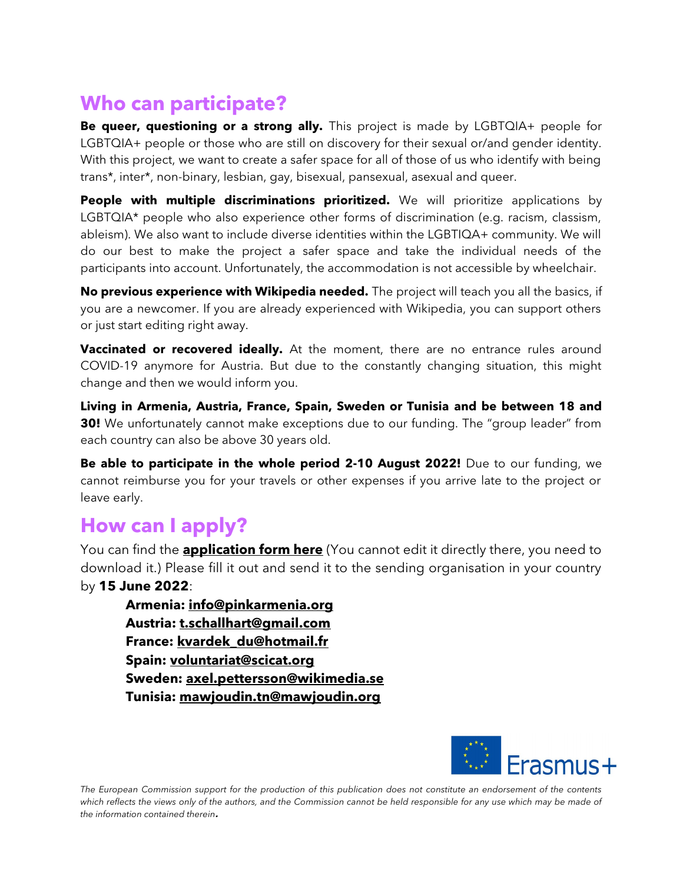## Who can participate?

**Be queer, questioning or a strong ally.** This project is made by LGBTQIA+ people for LGBTQIA+ people or those who are still on discovery for their sexual or/and gender identity. With this project, we want to create a safer space for all of those of us who identify with being trans*, inter*, non-binary, lesbian, gay, bisexual, pansexual, asexual and queer.

**People with multiple discriminations prioritized.** We will prioritize applications by LGBTQIA* people who also experience other forms of discrimination (e.g. racism, classism, ableism). We also want to include diverse identities within the LGBTIQA+ community. We will do our best to make the project a safer space and take the individual needs of the participants into account. Unfortunately, the accommodation is not accessible by wheelchair.

**No previous experience with Wikipedia needed.** The project will teach you all the basics, if you are a newcomer. If you are already experienced with Wikipedia, you can support others or just start editing right away.

**Vaccinated or recovered ideally.** At the moment, there are no entrance rules around COVID-19 anymore for Austria. But due to the constantly changing situation, this might change and then we would inform you.

**Living in Armenia, Austria, France, Spain, Sweden or Tunisia and be between 18 and 30!** We unfortunately cannot make exceptions due to our funding. The "group leader" from each country can also be above 30 years old.

**Be able to participate in the whole period 2-10 August 2022!** Due to our funding, we cannot reimburse you for your travels or other expenses if you arrive late to the project or leave early.

## How can I apply?

You can find the **application form here** (You cannot edit it directly there, you need to download it.) Please fill it out and send it to the sending organisation in your country by **15 June 2022**:

**Armenia: info@pinkarmenia.org**
**Austria: t.schallhart@gmail.com**
**France: kvardek_du@hotmail.fr**
**Spain: voluntariat@scicat.org**
**Sweden: axel.pettersson@wikimedia.se**
**Tunisia: mawjoudin.tn@mawjoudin.org**

Erasmus+

*The European Commission support for the production of this publication does not constitute an endorsement of the contents which reflects the views only of the authors, and the Commission cannot be held responsible for any use which may be made of the information contained therein.*